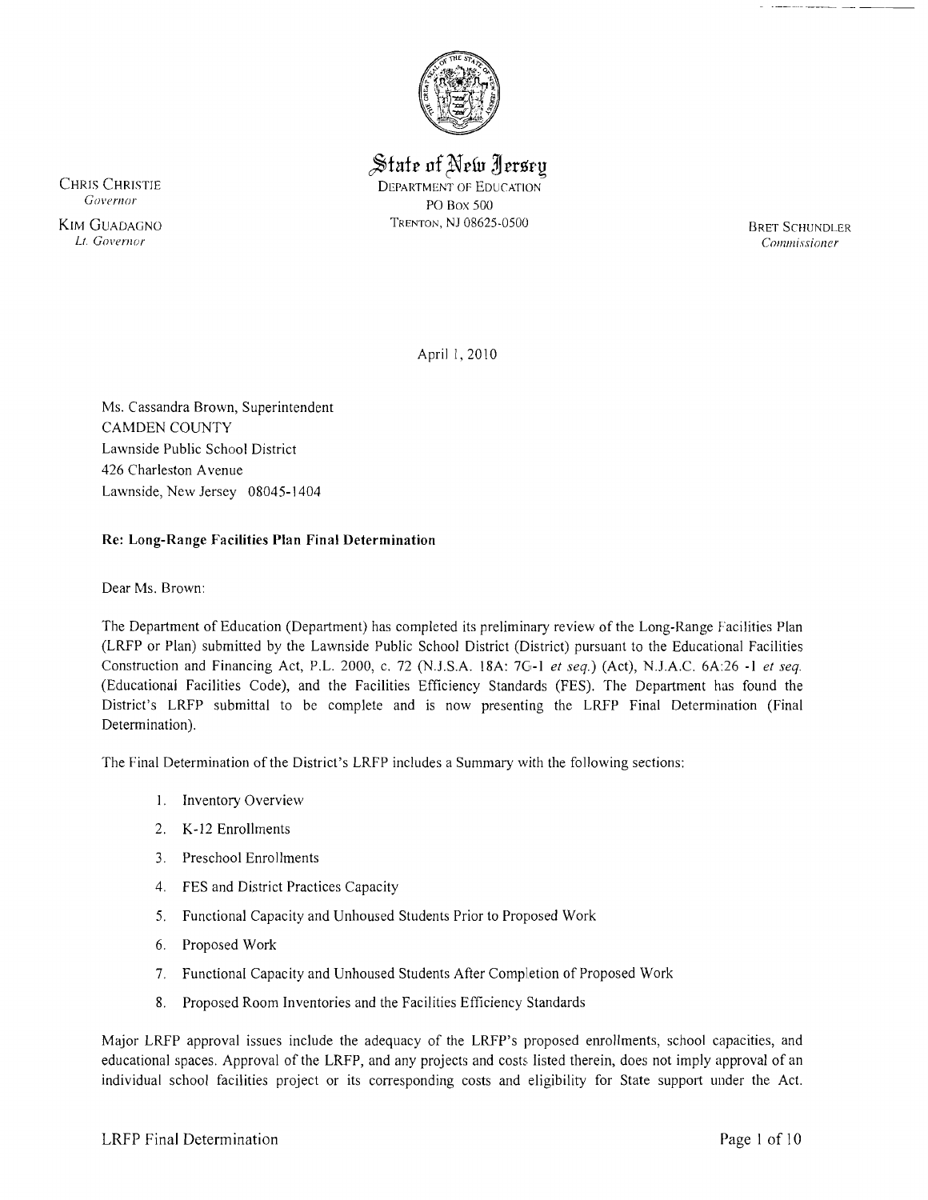State of New Jersey
DEPARTMENT OF EDUCATION
PO Box 500
TRENTON, NJ 08625-0500

CHRIS CHRISTIE
*Governor*

KIM GUADAGNO
*Lt. Governor*

BRET SCHUNDLER
*Commissioner*

April 1, 2010

Ms. Cassandra Brown, Superintendent
CAMDEN COUNTY
Lawnside Public School District
426 Charleston Avenue
Lawnside, New Jersey 08045-1404

**Re: Long-Range Facilities Plan Final Determination**

Dear Ms. Brown:

The Department of Education (Department) has completed its preliminary review of the Long-Range Facilities Plan (LRFP or Plan) submitted by the Lawnside Public School District (District) pursuant to the Educational Facilities Construction and Financing Act, P.L. 2000, c. 72 (N.J.S.A. 18A: 7G-1 *et seq.*) (Act), N.J.A.C. 6A:26 -1 *et seq.* (Educational Facilities Code), and the Facilities Efficiency Standards (FES). The Department has found the District's LRFP submittal to be complete and is now presenting the LRFP Final Determination (Final Determination).

The Final Determination of the District's LRFP includes a Summary with the following sections:

1. Inventory Overview
2. K-12 Enrollments
3. Preschool Enrollments
4. FES and District Practices Capacity
5. Functional Capacity and Unhoused Students Prior to Proposed Work
6. Proposed Work
7. Functional Capacity and Unhoused Students After Completion of Proposed Work
8. Proposed Room Inventories and the Facilities Efficiency Standards

Major LRFP approval issues include the adequacy of the LRFP's proposed enrollments, school capacities, and educational spaces. Approval of the LRFP, and any projects and costs listed therein, does not imply approval of an individual school facilities project or its corresponding costs and eligibility for State support under the Act.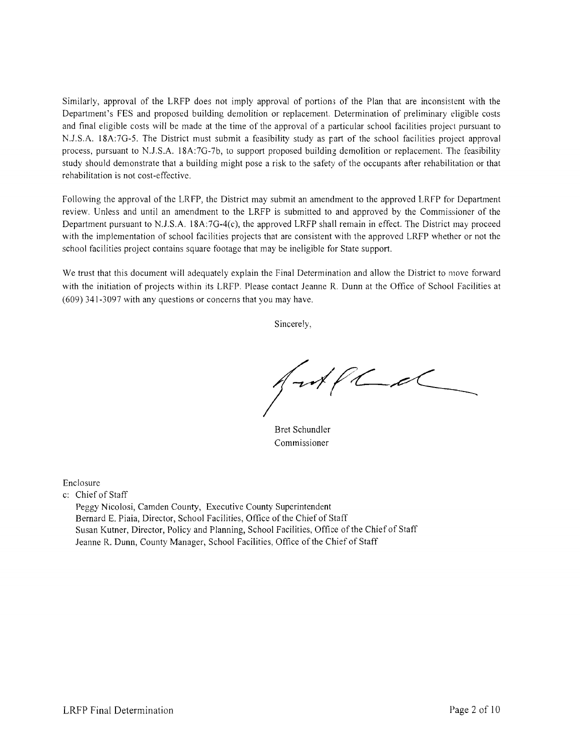Similarly, approval of the LRFP does not imply approval of portions of the Plan that are inconsistent with the Department's FES and proposed building demolition or replacement. Determination of preliminary eligible costs and final eligible costs will be made at the time of the approval of a particular school facilities project pursuant to N.J.S.A. 18A:7G-5. The District must submit a feasibility study as part of the school facilities project approval process, pursuant to N.J.S.A. 18A:7G-7b, to support proposed building demolition or replacement. The feasibility study should demonstrate that a building might pose a risk to the safety of the occupants after rehabilitation or that rehabilitation is not cost-effective.

Following the approval of the LRFP, the District may submit an amendment to the approved LRFP for Department review. Unless and until an amendment to the LRFP is submitted to and approved by the Commissioner of the Department pursuant to N.J.S.A. 18A:7G-4(c), the approved LRFP shall remain in effect. The District may proceed with the implementation of school facilities projects that are consistent with the approved LRFP whether or not the school facilities project contains square footage that may be ineligible for State support.

We trust that this document will adequately explain the Final Determination and allow the District to move forward with the initiation of projects within its LRFP. Please contact Jeanne R. Dunn at the Office of School Facilities at (609) 341-3097 with any questions or concerns that you may have.

Sincerely,

Bret Schundler
Commissioner

Enclosure

c: Chief of Staff
Peggy Nicolosi, Camden County, Executive County Superintendent
Bernard E. Piaia, Director, School Facilities, Office of the Chief of Staff
Susan Kutner, Director, Policy and Planning, School Facilities, Office of the Chief of Staff
Jeanne R. Dunn, County Manager, School Facilities, Office of the Chief of Staff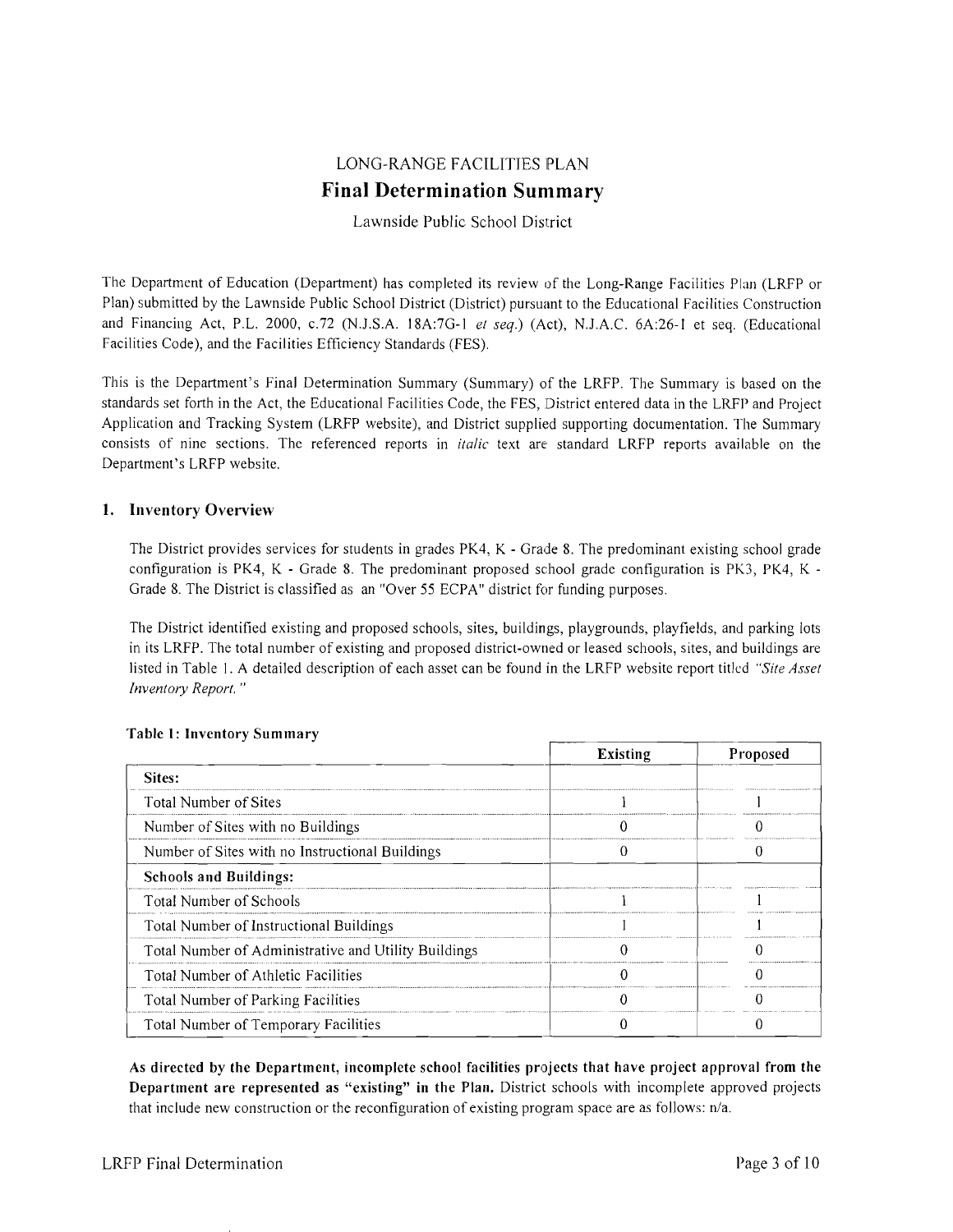# LONG-RANGE FACILITIES PLAN
## Final Determination Summary

Lawnside Public School District

The Department of Education (Department) has completed its review of the Long-Range Facilities Plan (LRFP or Plan) submitted by the Lawnside Public School District (District) pursuant to the Educational Facilities Construction and Financing Act, P.L. 2000, c.72 (N.J.S.A. 18A:7G-1 *et seq.*) (Act), N.J.A.C. 6A:26-1 et seq. (Educational Facilities Code), and the Facilities Efficiency Standards (FES).

This is the Department's Final Determination Summary (Summary) of the LRFP. The Summary is based on the standards set forth in the Act, the Educational Facilities Code, the FES, District entered data in the LRFP and Project Application and Tracking System (LRFP website), and District supplied supporting documentation. The Summary consists of nine sections. The referenced reports in *italic* text are standard LRFP reports available on the Department's LRFP website.

### 1. Inventory Overview

The District provides services for students in grades PK4, K - Grade 8. The predominant existing school grade configuration is PK4, K - Grade 8. The predominant proposed school grade configuration is PK3, PK4, K - Grade 8. The District is classified as an "Over 55 ECPA" district for funding purposes.

The District identified existing and proposed schools, sites, buildings, playgrounds, playfields, and parking lots in its LRFP. The total number of existing and proposed district-owned or leased schools, sites, and buildings are listed in Table 1. A detailed description of each asset can be found in the LRFP website report titled *"Site Asset Inventory Report."*

**Table 1: Inventory Summary**

| | Existing | Proposed |
|---|---|---|
| **Sites:** | | |
| Total Number of Sites | 1 | 1 |
| Number of Sites with no Buildings | 0 | 0 |
| Number of Sites with no Instructional Buildings | 0 | 0 |
| **Schools and Buildings:** | | |
| Total Number of Schools | 1 | 1 |
| Total Number of Instructional Buildings | 1 | 1 |
| Total Number of Administrative and Utility Buildings | 0 | 0 |
| Total Number of Athletic Facilities | 0 | 0 |
| Total Number of Parking Facilities | 0 | 0 |
| Total Number of Temporary Facilities | 0 | 0 |

**As directed by the Department, incomplete school facilities projects that have project approval from the Department are represented as "existing" in the Plan.** District schools with incomplete approved projects that include new construction or the reconfiguration of existing program space are as follows: n/a.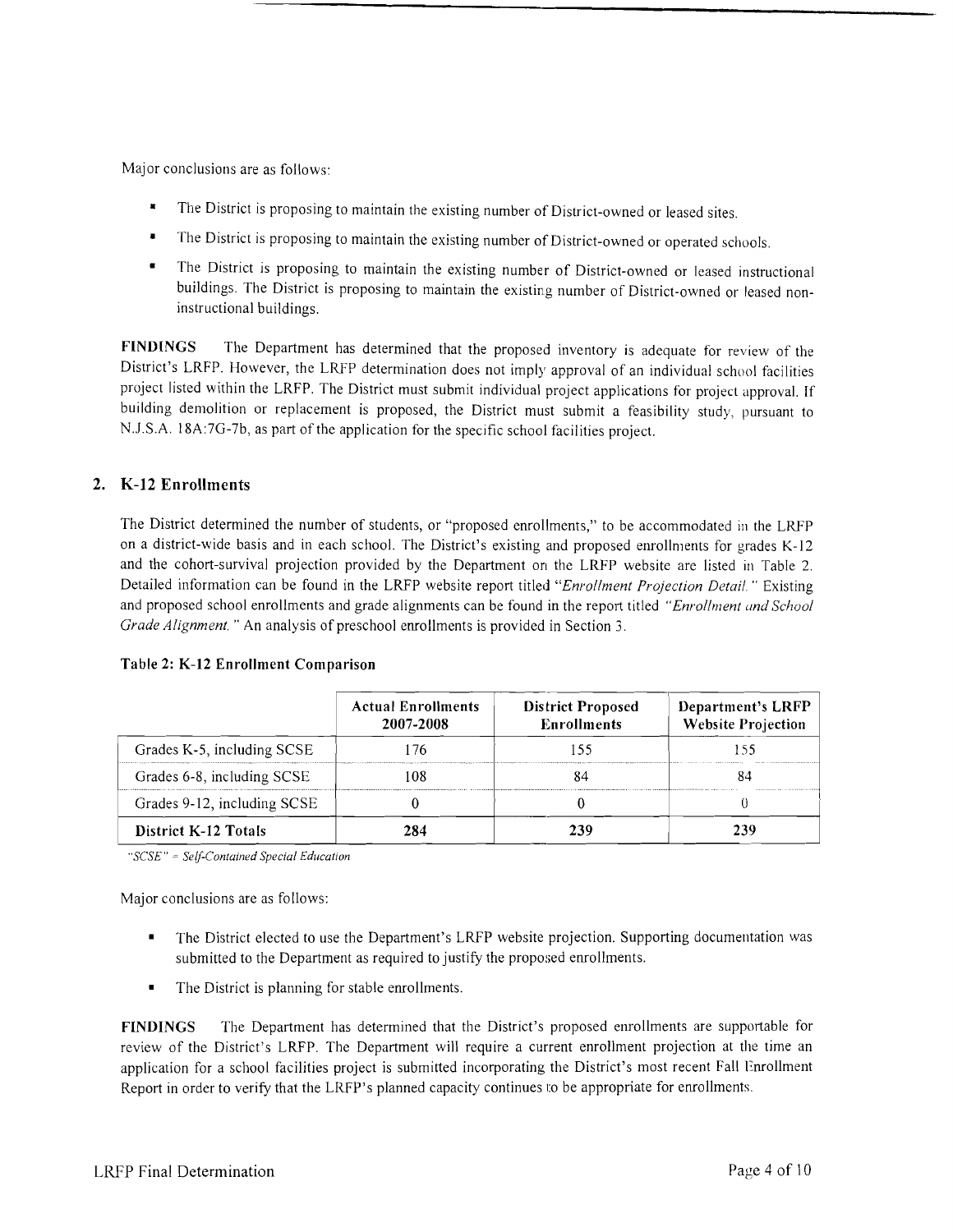Major conclusions are as follows:

- The District is proposing to maintain the existing number of District-owned or leased sites.
- The District is proposing to maintain the existing number of District-owned or operated schools.
- The District is proposing to maintain the existing number of District-owned or leased instructional buildings. The District is proposing to maintain the existing number of District-owned or leased non-instructional buildings.

**FINDINGS** The Department has determined that the proposed inventory is adequate for review of the District's LRFP. However, the LRFP determination does not imply approval of an individual school facilities project listed within the LRFP. The District must submit individual project applications for project approval. If building demolition or replacement is proposed, the District must submit a feasibility study, pursuant to N.J.S.A. 18A:7G-7b, as part of the application for the specific school facilities project.

## 2. K-12 Enrollments

The District determined the number of students, or "proposed enrollments," to be accommodated in the LRFP on a district-wide basis and in each school. The District's existing and proposed enrollments for grades K-12 and the cohort-survival projection provided by the Department on the LRFP website are listed in Table 2. Detailed information can be found in the LRFP website report titled "*Enrollment Projection Detail.*" Existing and proposed school enrollments and grade alignments can be found in the report titled "*Enrollment and School Grade Alignment.*" An analysis of preschool enrollments is provided in Section 3.

**Table 2: K-12 Enrollment Comparison**

| | Actual Enrollments 2007-2008 | District Proposed Enrollments | Department's LRFP Website Projection |
|---|---|---|---|
| Grades K-5, including SCSE | 176 | 155 | 155 |
| Grades 6-8, including SCSE | 108 | 84 | 84 |
| Grades 9-12, including SCSE | 0 | 0 | 0 |
| **District K-12 Totals** | **284** | **239** | **239** |

*"SCSE" = Self-Contained Special Education*

Major conclusions are as follows:

- The District elected to use the Department's LRFP website projection. Supporting documentation was submitted to the Department as required to justify the proposed enrollments.
- The District is planning for stable enrollments.

**FINDINGS** The Department has determined that the District's proposed enrollments are supportable for review of the District's LRFP. The Department will require a current enrollment projection at the time an application for a school facilities project is submitted incorporating the District's most recent Fall Enrollment Report in order to verify that the LRFP's planned capacity continues to be appropriate for enrollments.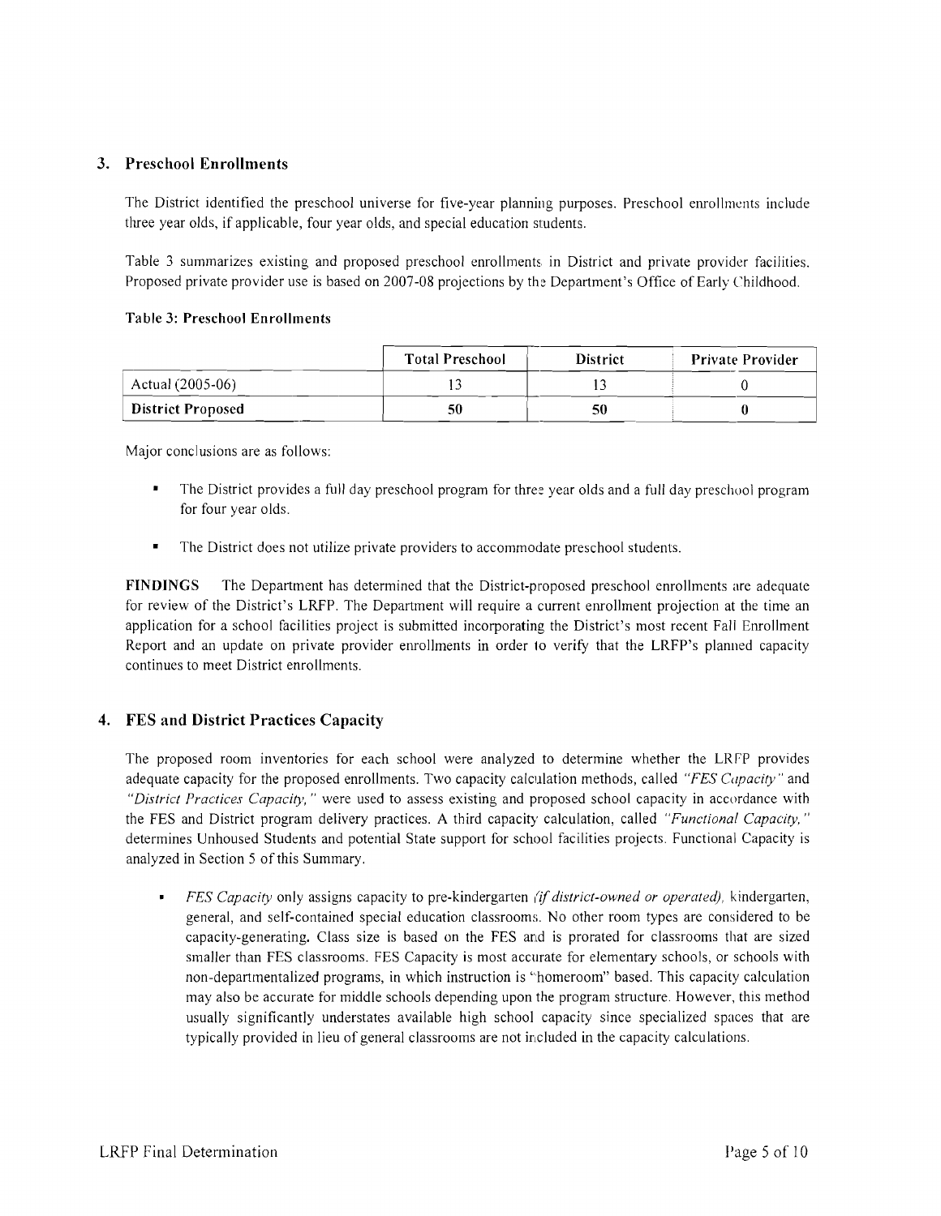## 3. Preschool Enrollments

The District identified the preschool universe for five-year planning purposes. Preschool enrollments include three year olds, if applicable, four year olds, and special education students.

Table 3 summarizes existing and proposed preschool enrollments in District and private provider facilities. Proposed private provider use is based on 2007-08 projections by the Department's Office of Early Childhood.

**Table 3: Preschool Enrollments**

| | Total Preschool | District | Private Provider |
|---|---|---|---|
| Actual (2005-06) | 13 | 13 | 0 |
| **District Proposed** | **50** | **50** | **0** |

Major conclusions are as follows:

- The District provides a full day preschool program for three year olds and a full day preschool program for four year olds.
- The District does not utilize private providers to accommodate preschool students.

**FINDINGS** The Department has determined that the District-proposed preschool enrollments are adequate for review of the District's LRFP. The Department will require a current enrollment projection at the time an application for a school facilities project is submitted incorporating the District's most recent Fall Enrollment Report and an update on private provider enrollments in order to verify that the LRFP's planned capacity continues to meet District enrollments.

## 4. FES and District Practices Capacity

The proposed room inventories for each school were analyzed to determine whether the LRFP provides adequate capacity for the proposed enrollments. Two capacity calculation methods, called *"FES Capacity"* and *"District Practices Capacity,"* were used to assess existing and proposed school capacity in accordance with the FES and District program delivery practices. A third capacity calculation, called *"Functional Capacity,"* determines Unhoused Students and potential State support for school facilities projects. Functional Capacity is analyzed in Section 5 of this Summary.

- *FES Capacity* only assigns capacity to pre-kindergarten *(if district-owned or operated)*, kindergarten, general, and self-contained special education classrooms. No other room types are considered to be capacity-generating. Class size is based on the FES and is prorated for classrooms that are sized smaller than FES classrooms. FES Capacity is most accurate for elementary schools, or schools with non-departmentalized programs, in which instruction is "homeroom" based. This capacity calculation may also be accurate for middle schools depending upon the program structure. However, this method usually significantly understates available high school capacity since specialized spaces that are typically provided in lieu of general classrooms are not included in the capacity calculations.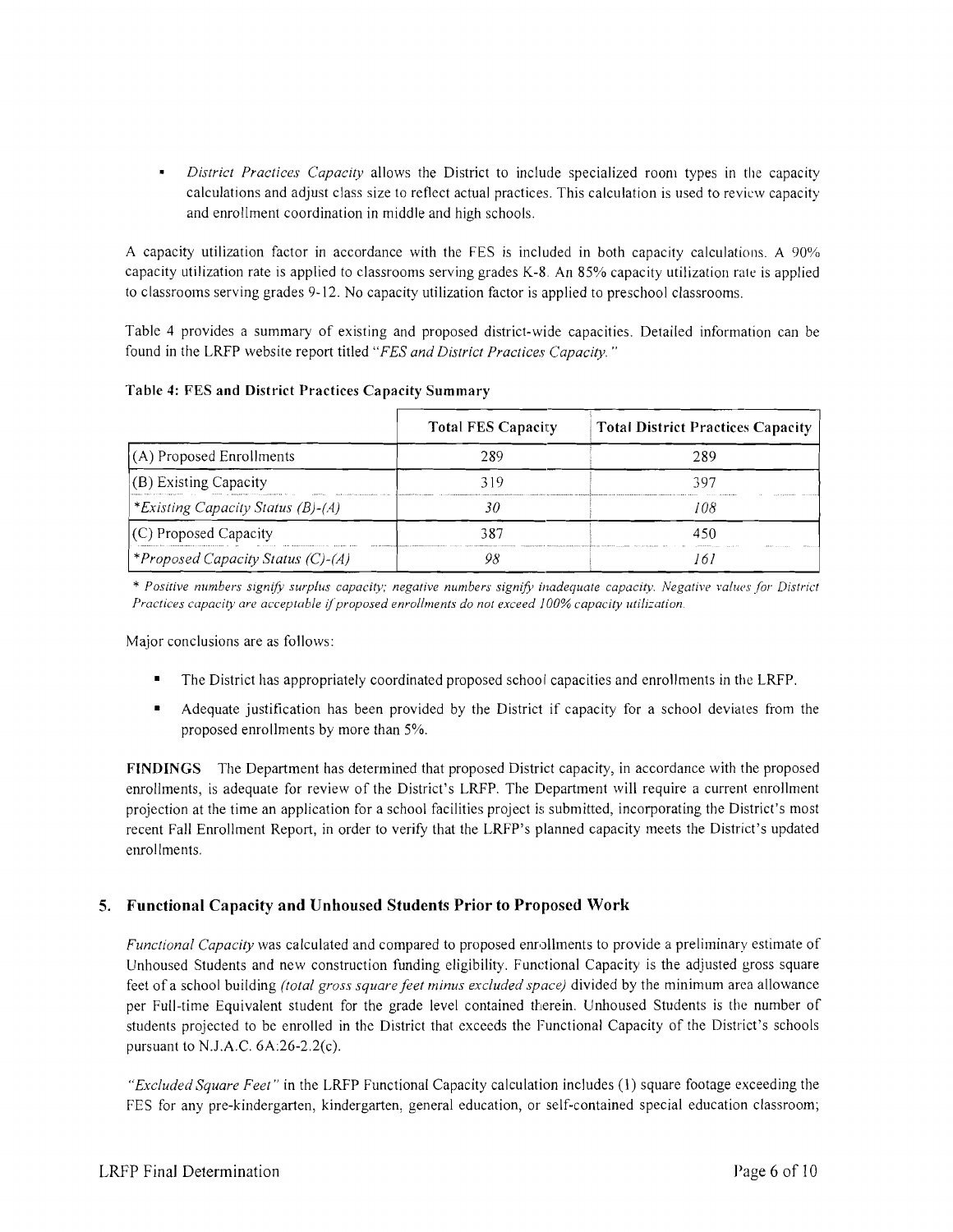- *District Practices Capacity* allows the District to include specialized room types in the capacity calculations and adjust class size to reflect actual practices. This calculation is used to review capacity and enrollment coordination in middle and high schools.

A capacity utilization factor in accordance with the FES is included in both capacity calculations. A 90% capacity utilization rate is applied to classrooms serving grades K-8. An 85% capacity utilization rate is applied to classrooms serving grades 9-12. No capacity utilization factor is applied to preschool classrooms.

Table 4 provides a summary of existing and proposed district-wide capacities. Detailed information can be found in the LRFP website report titled *"FES and District Practices Capacity."*

**Table 4: FES and District Practices Capacity Summary**

| | Total FES Capacity | Total District Practices Capacity |
|---|---|---|
| (A) Proposed Enrollments | 289 | 289 |
| (B) Existing Capacity | 319 | 397 |
| *\*Existing Capacity Status (B)-(A)* | *30* | *108* |
| (C) Proposed Capacity | 387 | 450 |
| *\*Proposed Capacity Status (C)-(A)* | *98* | *161* |

*\* Positive numbers signify surplus capacity; negative numbers signify inadequate capacity. Negative values for District Practices capacity are acceptable if proposed enrollments do not exceed 100% capacity utilization.*

Major conclusions are as follows:

- The District has appropriately coordinated proposed school capacities and enrollments in the LRFP.
- Adequate justification has been provided by the District if capacity for a school deviates from the proposed enrollments by more than 5%.

**FINDINGS** The Department has determined that proposed District capacity, in accordance with the proposed enrollments, is adequate for review of the District's LRFP. The Department will require a current enrollment projection at the time an application for a school facilities project is submitted, incorporating the District's most recent Fall Enrollment Report, in order to verify that the LRFP's planned capacity meets the District's updated enrollments.

## 5. Functional Capacity and Unhoused Students Prior to Proposed Work

*Functional Capacity* was calculated and compared to proposed enrollments to provide a preliminary estimate of Unhoused Students and new construction funding eligibility. Functional Capacity is the adjusted gross square feet of a school building *(total gross square feet minus excluded space)* divided by the minimum area allowance per Full-time Equivalent student for the grade level contained therein. Unhoused Students is the number of students projected to be enrolled in the District that exceeds the Functional Capacity of the District's schools pursuant to N.J.A.C. 6A:26-2.2(c).

*"Excluded Square Feet"* in the LRFP Functional Capacity calculation includes (1) square footage exceeding the FES for any pre-kindergarten, kindergarten, general education, or self-contained special education classroom;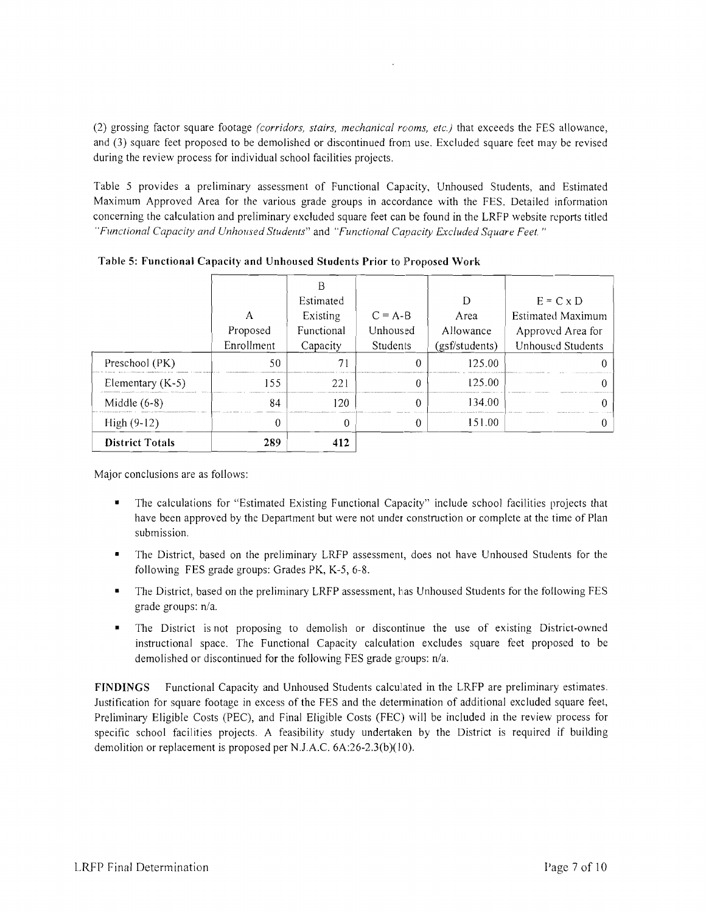(2) grossing factor square footage *(corridors, stairs, mechanical rooms, etc.)* that exceeds the FES allowance, and (3) square feet proposed to be demolished or discontinued from use. Excluded square feet may be revised during the review process for individual school facilities projects.

Table 5 provides a preliminary assessment of Functional Capacity, Unhoused Students, and Estimated Maximum Approved Area for the various grade groups in accordance with the FES. Detailed information concerning the calculation and preliminary excluded square feet can be found in the LRFP website reports titled *"Functional Capacity and Unhoused Students"* and *"Functional Capacity Excluded Square Feet."*

**Table 5: Functional Capacity and Unhoused Students Prior to Proposed Work**

| | A Proposed Enrollment | B Estimated Existing Functional Capacity | C = A-B Unhoused Students | D Area Allowance (gsf/students) | E = C x D Estimated Maximum Approved Area for Unhoused Students |
|---|---|---|---|---|---|
| Preschool (PK) | 50 | 71 | 0 | 125.00 | 0 |
| Elementary (K-5) | 155 | 221 | 0 | 125.00 | 0 |
| Middle (6-8) | 84 | 120 | 0 | 134.00 | 0 |
| High (9-12) | 0 | 0 | 0 | 151.00 | 0 |
| **District Totals** | **289** | **412** | | | |

Major conclusions are as follows:

- The calculations for "Estimated Existing Functional Capacity" include school facilities projects that have been approved by the Department but were not under construction or complete at the time of Plan submission.
- The District, based on the preliminary LRFP assessment, does not have Unhoused Students for the following FES grade groups: Grades PK, K-5, 6-8.
- The District, based on the preliminary LRFP assessment, has Unhoused Students for the following FES grade groups: n/a.
- The District is not proposing to demolish or discontinue the use of existing District-owned instructional space. The Functional Capacity calculation excludes square feet proposed to be demolished or discontinued for the following FES grade groups: n/a.

**FINDINGS** Functional Capacity and Unhoused Students calculated in the LRFP are preliminary estimates. Justification for square footage in excess of the FES and the determination of additional excluded square feet, Preliminary Eligible Costs (PEC), and Final Eligible Costs (FEC) will be included in the review process for specific school facilities projects. A feasibility study undertaken by the District is required if building demolition or replacement is proposed per N.J.A.C. 6A:26-2.3(b)(10).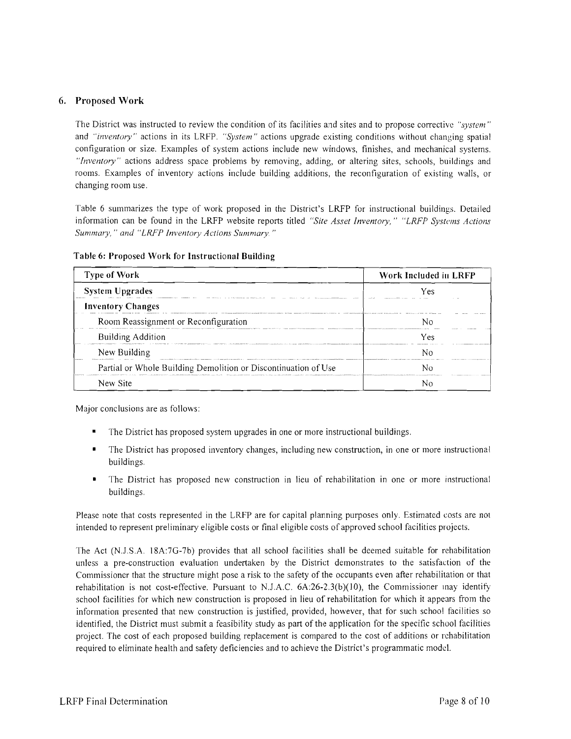## 6. Proposed Work

The District was instructed to review the condition of its facilities and sites and to propose corrective *"system"* and *"inventory"* actions in its LRFP. *"System"* actions upgrade existing conditions without changing spatial configuration or size. Examples of system actions include new windows, finishes, and mechanical systems. *"Inventory"* actions address space problems by removing, adding, or altering sites, schools, buildings and rooms. Examples of inventory actions include building additions, the reconfiguration of existing walls, or changing room use.

Table 6 summarizes the type of work proposed in the District's LRFP for instructional buildings. Detailed information can be found in the LRFP website reports titled *"Site Asset Inventory," "LRFP Systems Actions Summary," and "LRFP Inventory Actions Summary."*

**Table 6: Proposed Work for Instructional Building**

| Type of Work | Work Included in LRFP |
|---|---|
| **System Upgrades** | Yes |
| **Inventory Changes** | |
| Room Reassignment or Reconfiguration | No |
| Building Addition | Yes |
| New Building | No |
| Partial or Whole Building Demolition or Discontinuation of Use | No |
| New Site | No |

Major conclusions are as follows:

- The District has proposed system upgrades in one or more instructional buildings.
- The District has proposed inventory changes, including new construction, in one or more instructional buildings.
- The District has proposed new construction in lieu of rehabilitation in one or more instructional buildings.

Please note that costs represented in the LRFP are for capital planning purposes only. Estimated costs are not intended to represent preliminary eligible costs or final eligible costs of approved school facilities projects.

The Act (N.J.S.A. 18A:7G-7b) provides that all school facilities shall be deemed suitable for rehabilitation unless a pre-construction evaluation undertaken by the District demonstrates to the satisfaction of the Commissioner that the structure might pose a risk to the safety of the occupants even after rehabilitation or that rehabilitation is not cost-effective. Pursuant to N.J.A.C. 6A:26-2.3(b)(10), the Commissioner may identify school facilities for which new construction is proposed in lieu of rehabilitation for which it appears from the information presented that new construction is justified, provided, however, that for such school facilities so identified, the District must submit a feasibility study as part of the application for the specific school facilities project. The cost of each proposed building replacement is compared to the cost of additions or rehabilitation required to eliminate health and safety deficiencies and to achieve the District's programmatic model.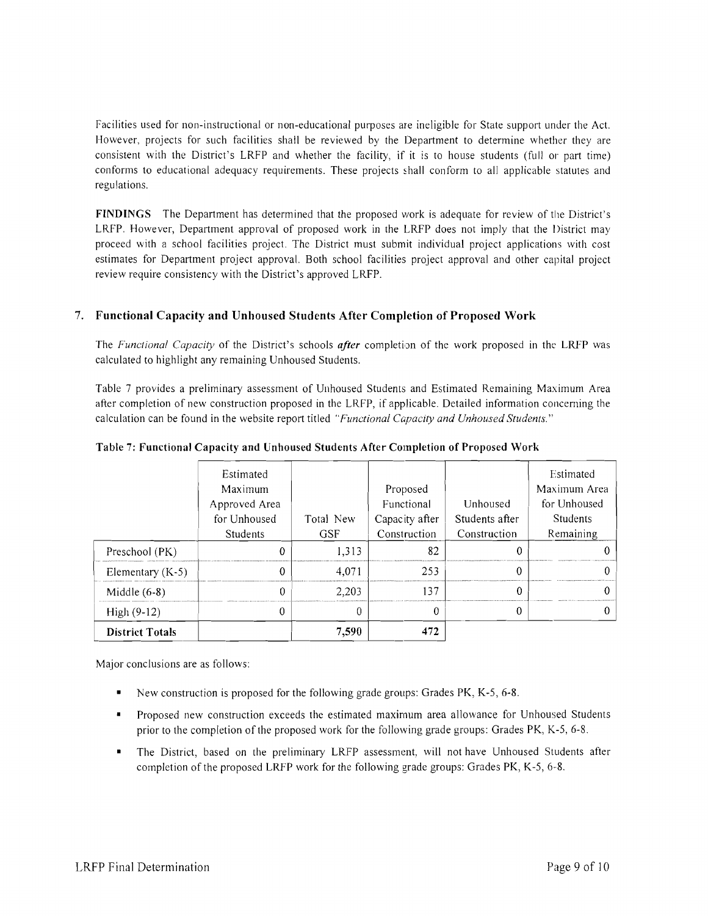Facilities used for non-instructional or non-educational purposes are ineligible for State support under the Act. However, projects for such facilities shall be reviewed by the Department to determine whether they are consistent with the District's LRFP and whether the facility, if it is to house students (full or part time) conforms to educational adequacy requirements. These projects shall conform to all applicable statutes and regulations.

**FINDINGS** The Department has determined that the proposed work is adequate for review of the District's LRFP. However, Department approval of proposed work in the LRFP does not imply that the District may proceed with a school facilities project. The District must submit individual project applications with cost estimates for Department project approval. Both school facilities project approval and other capital project review require consistency with the District's approved LRFP.

## 7. Functional Capacity and Unhoused Students After Completion of Proposed Work

The *Functional Capacity* of the District's schools ***after*** completion of the work proposed in the LRFP was calculated to highlight any remaining Unhoused Students.

Table 7 provides a preliminary assessment of Unhoused Students and Estimated Remaining Maximum Area after completion of new construction proposed in the LRFP, if applicable. Detailed information concerning the calculation can be found in the website report titled *"Functional Capacity and Unhoused Students."*

**Table 7: Functional Capacity and Unhoused Students After Completion of Proposed Work**

| | Estimated Maximum Approved Area for Unhoused Students | Total New GSF | Proposed Functional Capacity after Construction | Unhoused Students after Construction | Estimated Maximum Area for Unhoused Students Remaining |
|---|---|---|---|---|---|
| Preschool (PK) | 0 | 1,313 | 82 | 0 | 0 |
| Elementary (K-5) | 0 | 4,071 | 253 | 0 | 0 |
| Middle (6-8) | 0 | 2,203 | 137 | 0 | 0 |
| High (9-12) | 0 | 0 | 0 | 0 | 0 |
| **District Totals** | | **7,590** | **472** | | |

Major conclusions are as follows:

- New construction is proposed for the following grade groups: Grades PK, K-5, 6-8.
- Proposed new construction exceeds the estimated maximum area allowance for Unhoused Students prior to the completion of the proposed work for the following grade groups: Grades PK, K-5, 6-8.
- The District, based on the preliminary LRFP assessment, will not have Unhoused Students after completion of the proposed LRFP work for the following grade groups: Grades PK, K-5, 6-8.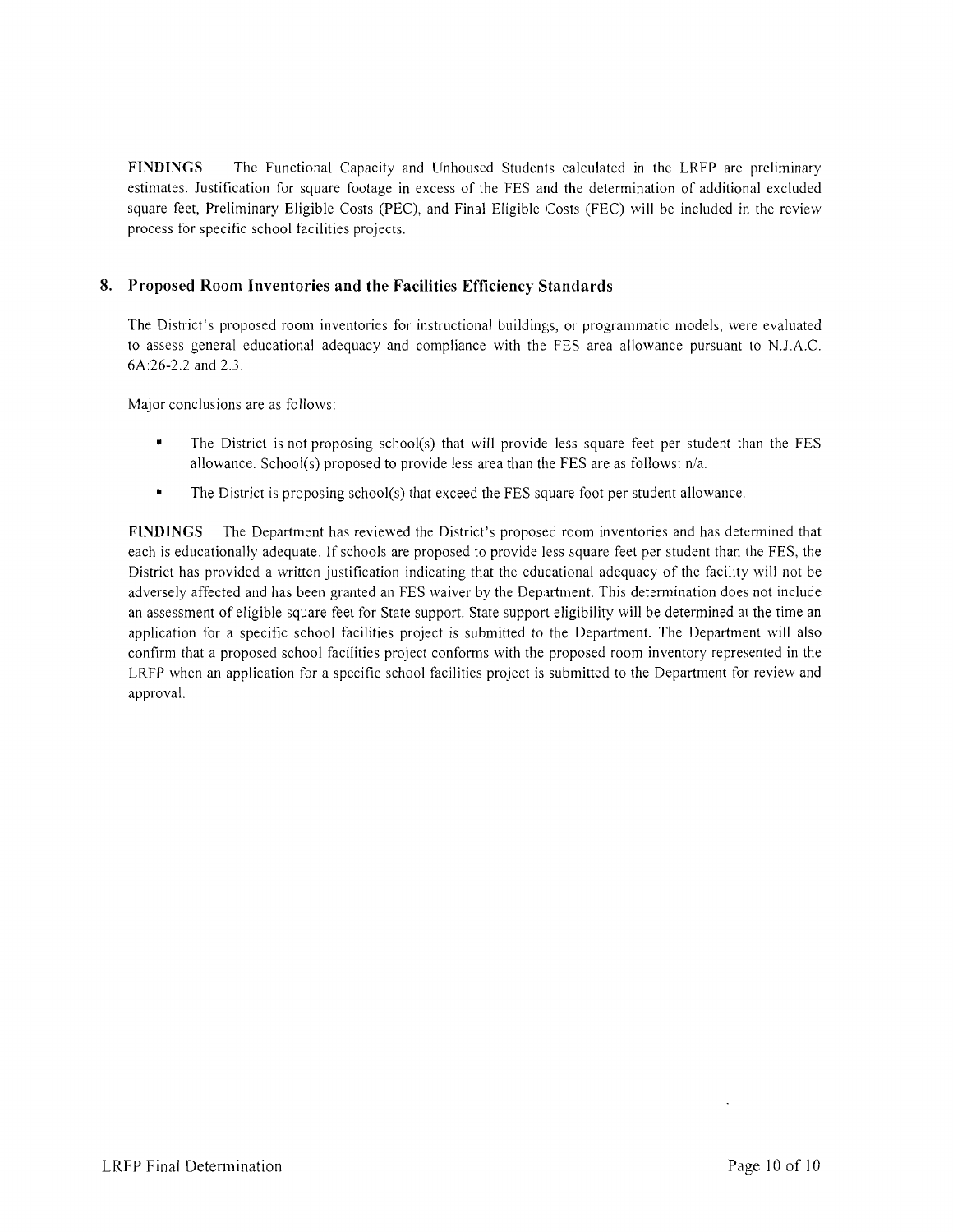**FINDINGS** The Functional Capacity and Unhoused Students calculated in the LRFP are preliminary estimates. Justification for square footage in excess of the FES and the determination of additional excluded square feet, Preliminary Eligible Costs (PEC), and Final Eligible Costs (FEC) will be included in the review process for specific school facilities projects.

## 8. Proposed Room Inventories and the Facilities Efficiency Standards

The District's proposed room inventories for instructional buildings, or programmatic models, were evaluated to assess general educational adequacy and compliance with the FES area allowance pursuant to N.J.A.C. 6A:26-2.2 and 2.3.

Major conclusions are as follows:

- The District is not proposing school(s) that will provide less square feet per student than the FES allowance. School(s) proposed to provide less area than the FES are as follows: n/a.
- The District is proposing school(s) that exceed the FES square foot per student allowance.

**FINDINGS** The Department has reviewed the District's proposed room inventories and has determined that each is educationally adequate. If schools are proposed to provide less square feet per student than the FES, the District has provided a written justification indicating that the educational adequacy of the facility will not be adversely affected and has been granted an FES waiver by the Department. This determination does not include an assessment of eligible square feet for State support. State support eligibility will be determined at the time an application for a specific school facilities project is submitted to the Department. The Department will also confirm that a proposed school facilities project conforms with the proposed room inventory represented in the LRFP when an application for a specific school facilities project is submitted to the Department for review and approval.